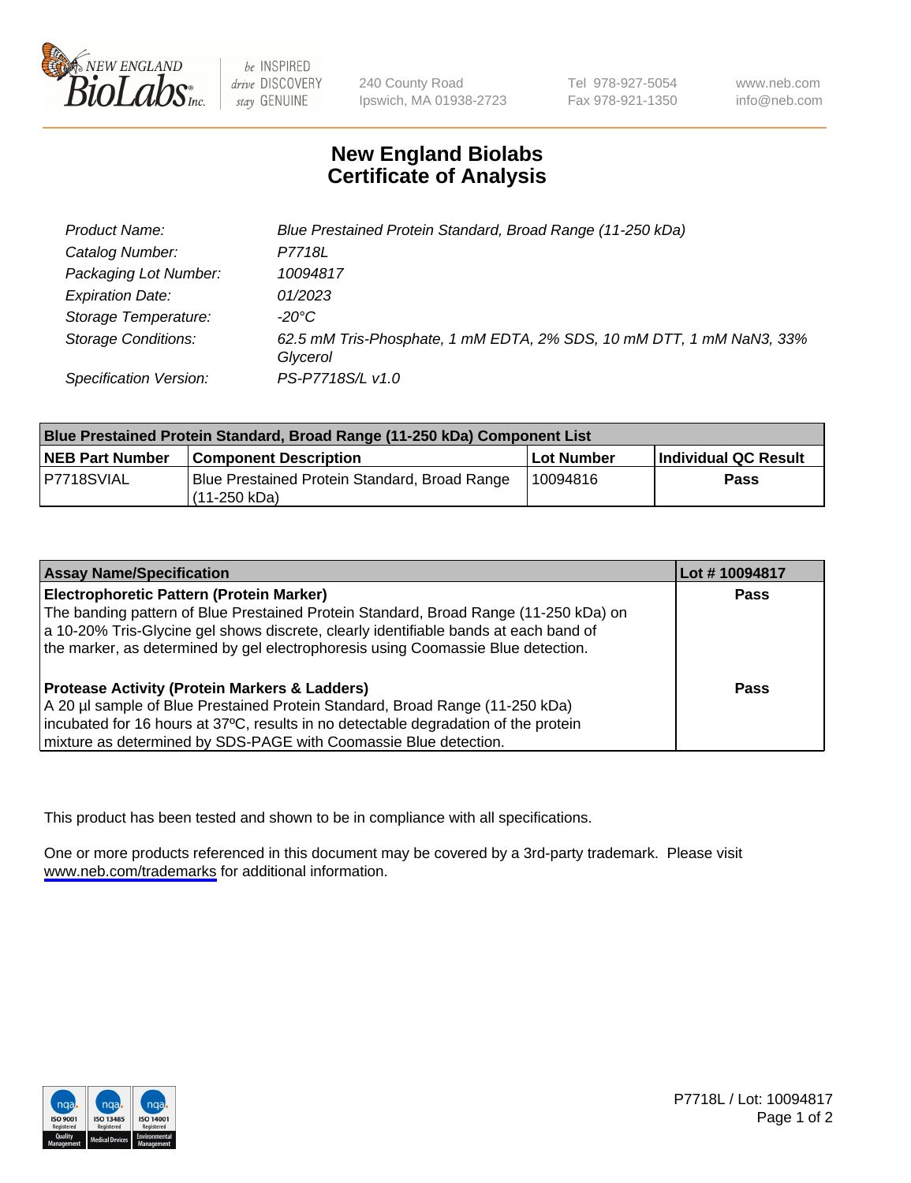New England BioLabs Inc. — be INSPIRED drive DISCOVERY stay GENUINE

240 County Road
Ipswich, MA 01938-2723

Tel 978-927-5054
Fax 978-921-1350

www.neb.com
info@neb.com

# New England Biolabs Certificate of Analysis

| | |
|---|---|
| Product Name: | *Blue Prestained Protein Standard, Broad Range (11-250 kDa)* |
| Catalog Number: | *P7718L* |
| Packaging Lot Number: | *10094817* |
| Expiration Date: | *01/2023* |
| Storage Temperature: | *-20°C* |
| Storage Conditions: | *62.5 mM Tris-Phosphate, 1 mM EDTA, 2% SDS, 10 mM DTT, 1 mM NaN3, 33% Glycerol* |
| Specification Version: | *PS-P7718S/L v1.0* |

| Blue Prestained Protein Standard, Broad Range (11-250 kDa) Component List | | | |
|---|---|---|---|
| **NEB Part Number** | **Component Description** | **Lot Number** | **Individual QC Result** |
| P7718SVIAL | Blue Prestained Protein Standard, Broad Range (11-250 kDa) | 10094816 | **Pass** |

| Assay Name/Specification | Lot # 10094817 |
|---|---|
| **Electrophoretic Pattern (Protein Marker)**<br>The banding pattern of Blue Prestained Protein Standard, Broad Range (11-250 kDa) on a 10-20% Tris-Glycine gel shows discrete, clearly identifiable bands at each band of the marker, as determined by gel electrophoresis using Coomassie Blue detection. | **Pass** |
| **Protease Activity (Protein Markers & Ladders)**<br>A 20 µl sample of Blue Prestained Protein Standard, Broad Range (11-250 kDa) incubated for 16 hours at 37ºC, results in no detectable degradation of the protein mixture as determined by SDS-PAGE with Coomassie Blue detection. | **Pass** |

This product has been tested and shown to be in compliance with all specifications.

One or more products referenced in this document may be covered by a 3rd-party trademark. Please visit www.neb.com/trademarks for additional information.

ISO 9001 Registered Quality Management | ISO 13485 Registered Medical Devices | ISO 14001 Registered Environmental Management

P7718L / Lot: 10094817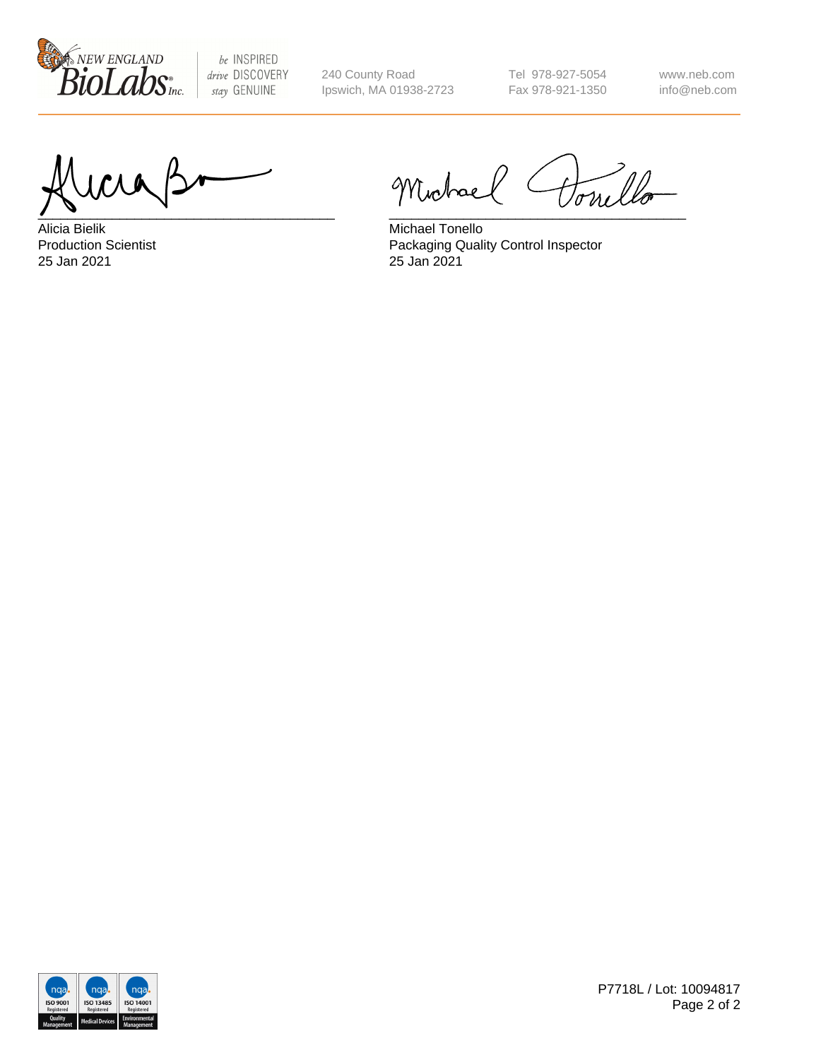Alicia Bielik
Production Scientist
25 Jan 2021

Michael Tonello
Packaging Quality Control Inspector
25 Jan 2021

P7718L / Lot: 10094817